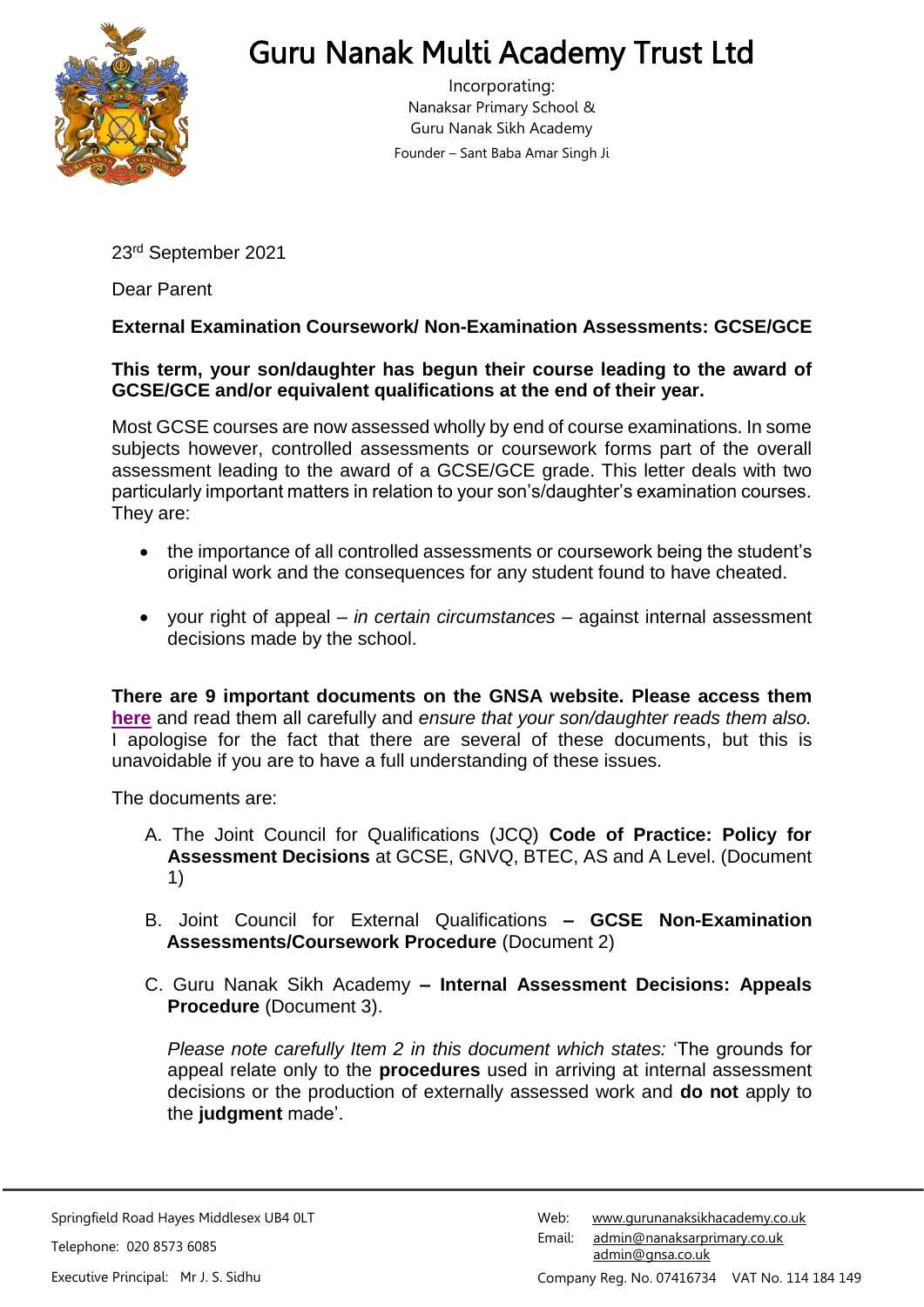# Guru Nanak Multi Academy Trust Ltd

Incorporating:
Nanaksar Primary School &
Guru Nanak Sikh Academy
Founder – Sant Baba Amar Singh Ji

23rd September 2021

Dear Parent

**External Examination Coursework/ Non-Examination Assessments: GCSE/GCE**

**This term, your son/daughter has begun their course leading to the award of GCSE/GCE and/or equivalent qualifications at the end of their year.**

Most GCSE courses are now assessed wholly by end of course examinations. In some subjects however, controlled assessments or coursework forms part of the overall assessment leading to the award of a GCSE/GCE grade. This letter deals with two particularly important matters in relation to your son's/daughter's examination courses. They are:

- the importance of all controlled assessments or coursework being the student's original work and the consequences for any student found to have cheated.
- your right of appeal – *in certain circumstances* – against internal assessment decisions made by the school.

**There are 9 important documents on the GNSA website. Please access them here** and read them all carefully and *ensure that your son/daughter reads them also.* I apologise for the fact that there are several of these documents, but this is unavoidable if you are to have a full understanding of these issues.

The documents are:

A. The Joint Council for Qualifications (JCQ) **Code of Practice: Policy for Assessment Decisions** at GCSE, GNVQ, BTEC, AS and A Level. (Document 1)

B. Joint Council for External Qualifications **– GCSE Non-Examination Assessments/Coursework Procedure** (Document 2)

C. Guru Nanak Sikh Academy **– Internal Assessment Decisions: Appeals Procedure** (Document 3).

*Please note carefully Item 2 in this document which states:* 'The grounds for appeal relate only to the **procedures** used in arriving at internal assessment decisions or the production of externally assessed work and **do not** apply to the **judgment** made'.

Springfield Road Hayes Middlesex UB4 0LT
Telephone: 020 8573 6085
Executive Principal: Mr J. S. Sidhu

Web: www.gurunanaksikhacademy.co.uk
Email: admin@nanaksarprimary.co.uk
admin@gnsa.co.uk
Company Reg. No. 07416734 VAT No. 114 184 149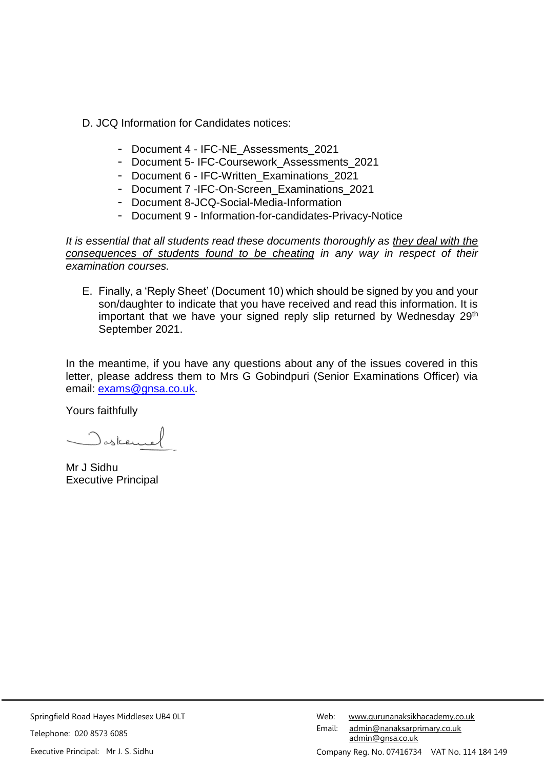D. JCQ Information for Candidates notices:

- Document 4 - IFC-NE_Assessments_2021
- Document 5- IFC-Coursework_Assessments_2021
- Document 6 - IFC-Written_Examinations_2021
- Document 7 -IFC-On-Screen_Examinations_2021
- Document 8-JCQ-Social-Media-Information
- Document 9 - Information-for-candidates-Privacy-Notice

*It is essential that all students read these documents thoroughly as <u>they deal with the consequences of students found to be cheating</u> in any way in respect of their examination courses.*

E. Finally, a 'Reply Sheet' (Document 10) which should be signed by you and your son/daughter to indicate that you have received and read this information. It is important that we have your signed reply slip returned by Wednesday 29th September 2021.

In the meantime, if you have any questions about any of the issues covered in this letter, please address them to Mrs G Gobindpuri (Senior Examinations Officer) via email: exams@gnsa.co.uk.

Yours faithfully

Mr J Sidhu
Executive Principal

Springfield Road Hayes Middlesex UB4 0LT
Telephone: 020 8573 6085
Executive Principal: Mr J. S. Sidhu

Web: www.gurunanaksikhacademy.co.uk
Email: admin@nanaksarprimary.co.uk
admin@gnsa.co.uk
Company Reg. No. 07416734 VAT No. 114 184 149